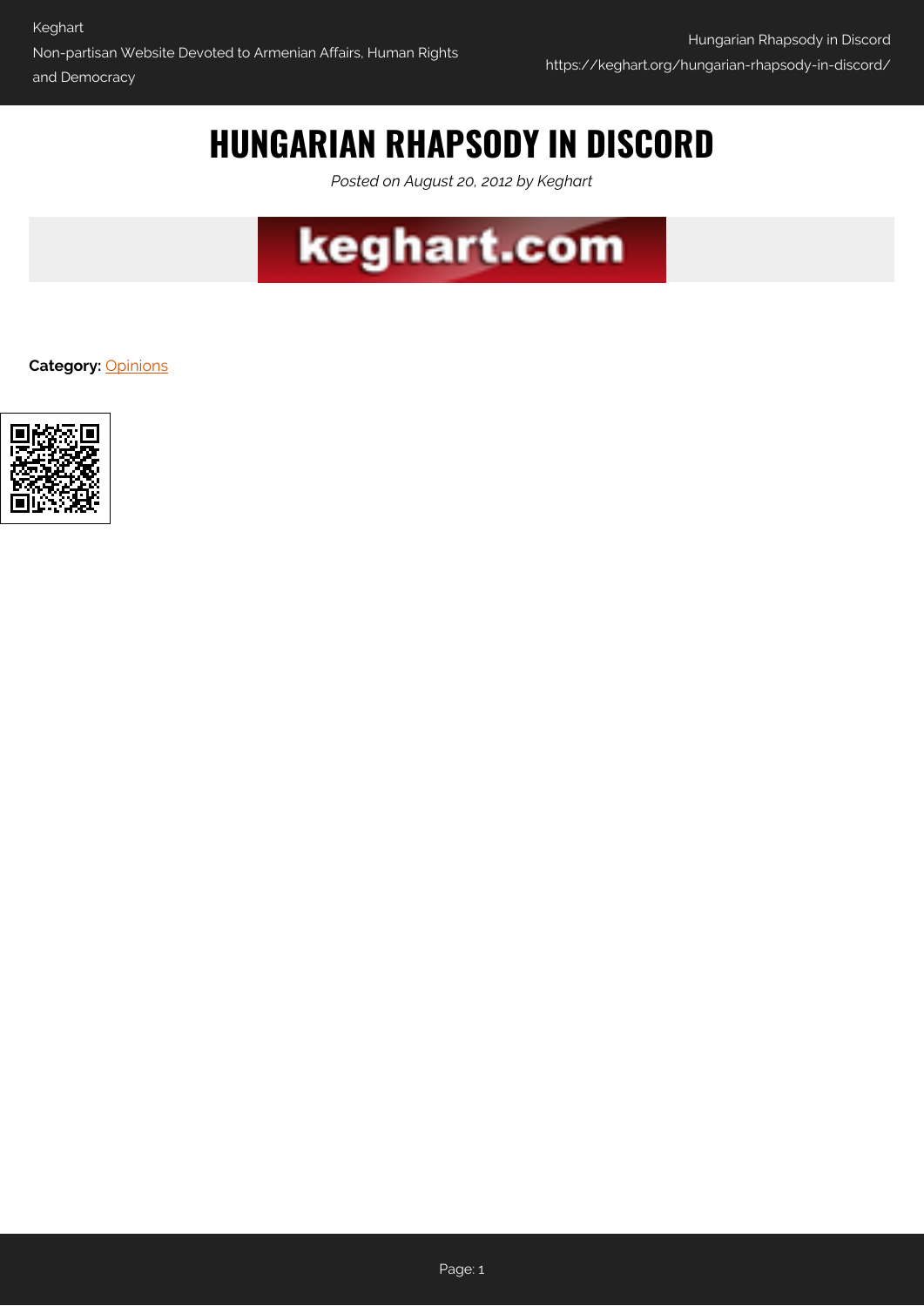# HUNGARIAN RHAPSODY IN DISCORD

*Posted on August 20, 2012 by Keghart*

**Category:** Opinions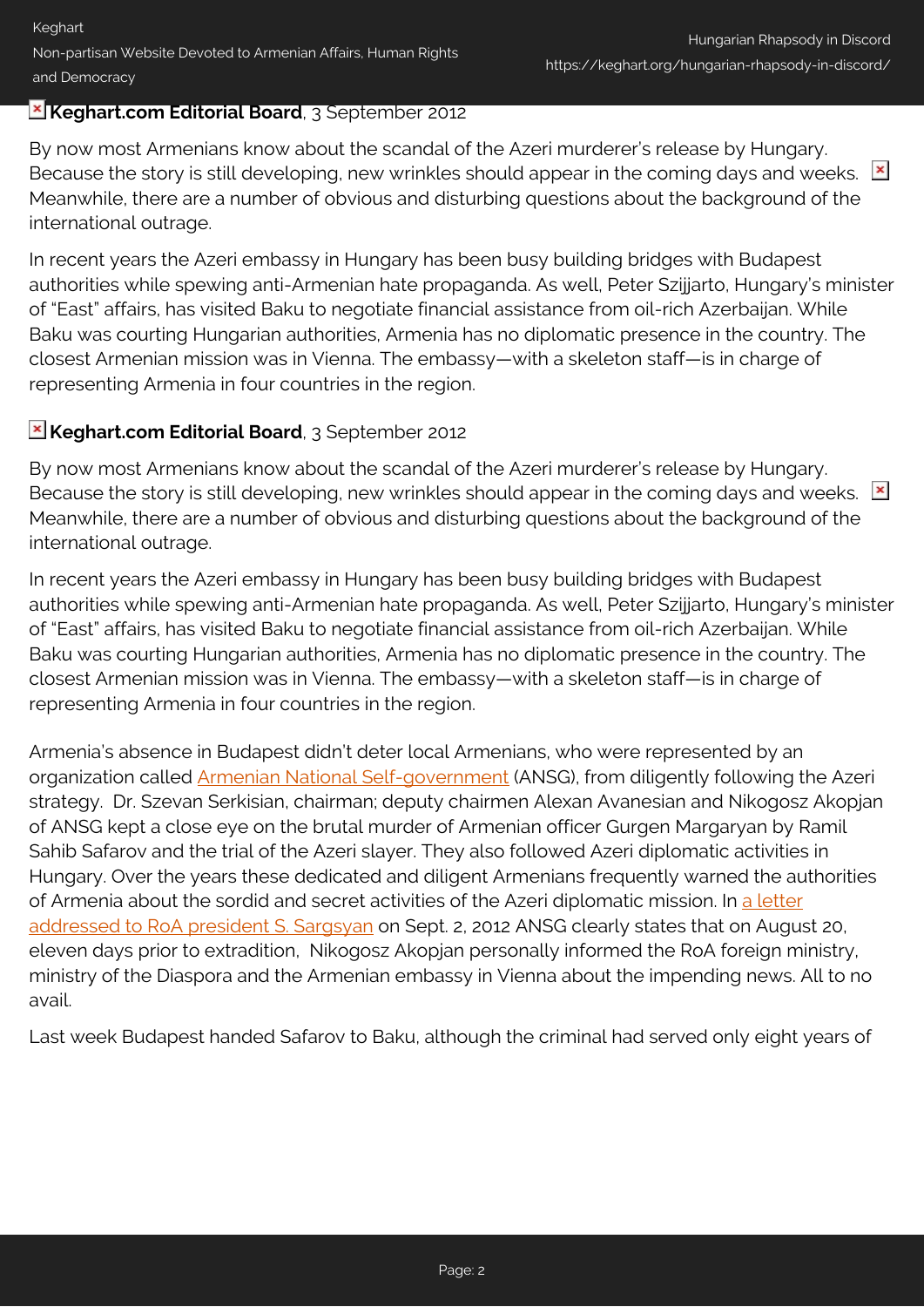**Keghart.com Editorial Board**, 3 September 2012

By now most Armenians know about the scandal of the Azeri murderer's release by Hungary. Because the story is still developing, new wrinkles should appear in the coming days and weeks. Meanwhile, there are a number of obvious and disturbing questions about the background of the international outrage.

In recent years the Azeri embassy in Hungary has been busy building bridges with Budapest authorities while spewing anti-Armenian hate propaganda. As well, Peter Szijjarto, Hungary's minister of "East" affairs, has visited Baku to negotiate financial assistance from oil-rich Azerbaijan. While Baku was courting Hungarian authorities, Armenia has no diplomatic presence in the country. The closest Armenian mission was in Vienna. The embassy—with a skeleton staff—is in charge of representing Armenia in four countries in the region.

**Keghart.com Editorial Board**, 3 September 2012

By now most Armenians know about the scandal of the Azeri murderer's release by Hungary. Because the story is still developing, new wrinkles should appear in the coming days and weeks. Meanwhile, there are a number of obvious and disturbing questions about the background of the international outrage.

In recent years the Azeri embassy in Hungary has been busy building bridges with Budapest authorities while spewing anti-Armenian hate propaganda. As well, Peter Szijjarto, Hungary's minister of "East" affairs, has visited Baku to negotiate financial assistance from oil-rich Azerbaijan. While Baku was courting Hungarian authorities, Armenia has no diplomatic presence in the country. The closest Armenian mission was in Vienna. The embassy—with a skeleton staff—is in charge of representing Armenia in four countries in the region.

Armenia's absence in Budapest didn't deter local Armenians, who were represented by an organization called Armenian National Self-government (ANSG), from diligently following the Azeri strategy. Dr. Szevan Serkisian, chairman; deputy chairmen Alexan Avanesian and Nikogosz Akopjan of ANSG kept a close eye on the brutal murder of Armenian officer Gurgen Margaryan by Ramil Sahib Safarov and the trial of the Azeri slayer. They also followed Azeri diplomatic activities in Hungary. Over the years these dedicated and diligent Armenians frequently warned the authorities of Armenia about the sordid and secret activities of the Azeri diplomatic mission. In a letter addressed to RoA president S. Sargsyan on Sept. 2, 2012 ANSG clearly states that on August 20, eleven days prior to extradition, Nikogosz Akopjan personally informed the RoA foreign ministry, ministry of the Diaspora and the Armenian embassy in Vienna about the impending news. All to no avail.

Last week Budapest handed Safarov to Baku, although the criminal had served only eight years of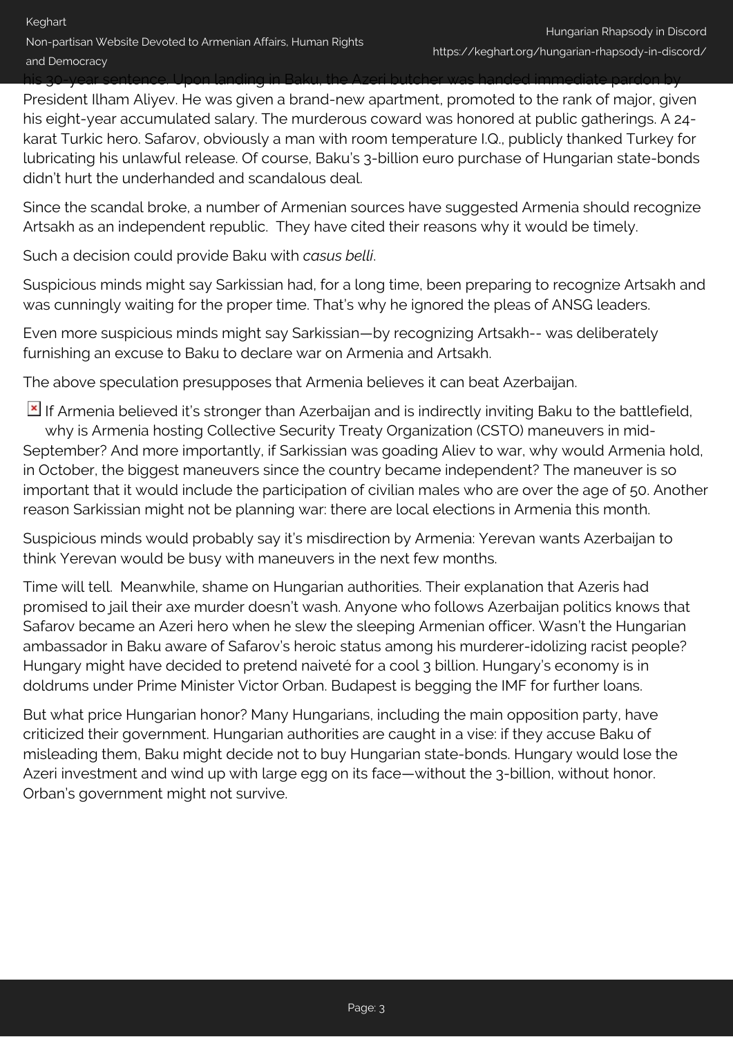his 30-year sentence. Upon landing in Baku, the Azeri butcher was handed immediate pardon by President Ilham Aliyev. He was given a brand-new apartment, promoted to the rank of major, given his eight-year accumulated salary. The murderous coward was honored at public gatherings. A 24-karat Turkic hero. Safarov, obviously a man with room temperature I.Q., publicly thanked Turkey for lubricating his unlawful release. Of course, Baku's 3-billion euro purchase of Hungarian state-bonds didn't hurt the underhanded and scandalous deal.

Since the scandal broke, a number of Armenian sources have suggested Armenia should recognize Artsakh as an independent republic. They have cited their reasons why it would be timely.

Such a decision could provide Baku with *casus belli*.

Suspicious minds might say Sarkissian had, for a long time, been preparing to recognize Artsakh and was cunningly waiting for the proper time. That's why he ignored the pleas of ANSG leaders.

Even more suspicious minds might say Sarkissian—by recognizing Artsakh-- was deliberately furnishing an excuse to Baku to declare war on Armenia and Artsakh.

The above speculation presupposes that Armenia believes it can beat Azerbaijan.

If Armenia believed it's stronger than Azerbaijan and is indirectly inviting Baku to the battlefield, why is Armenia hosting Collective Security Treaty Organization (CSTO) maneuvers in mid-September? And more importantly, if Sarkissian was goading Aliev to war, why would Armenia hold, in October, the biggest maneuvers since the country became independent? The maneuver is so important that it would include the participation of civilian males who are over the age of 50. Another reason Sarkissian might not be planning war: there are local elections in Armenia this month.

Suspicious minds would probably say it's misdirection by Armenia: Yerevan wants Azerbaijan to think Yerevan would be busy with maneuvers in the next few months.

Time will tell. Meanwhile, shame on Hungarian authorities. Their explanation that Azeris had promised to jail their axe murder doesn't wash. Anyone who follows Azerbaijan politics knows that Safarov became an Azeri hero when he slew the sleeping Armenian officer. Wasn't the Hungarian ambassador in Baku aware of Safarov's heroic status among his murderer-idolizing racist people? Hungary might have decided to pretend naiveté for a cool 3 billion. Hungary's economy is in doldrums under Prime Minister Victor Orban. Budapest is begging the IMF for further loans.

But what price Hungarian honor? Many Hungarians, including the main opposition party, have criticized their government. Hungarian authorities are caught in a vise: if they accuse Baku of misleading them, Baku might decide not to buy Hungarian state-bonds. Hungary would lose the Azeri investment and wind up with large egg on its face—without the 3-billion, without honor. Orban's government might not survive.